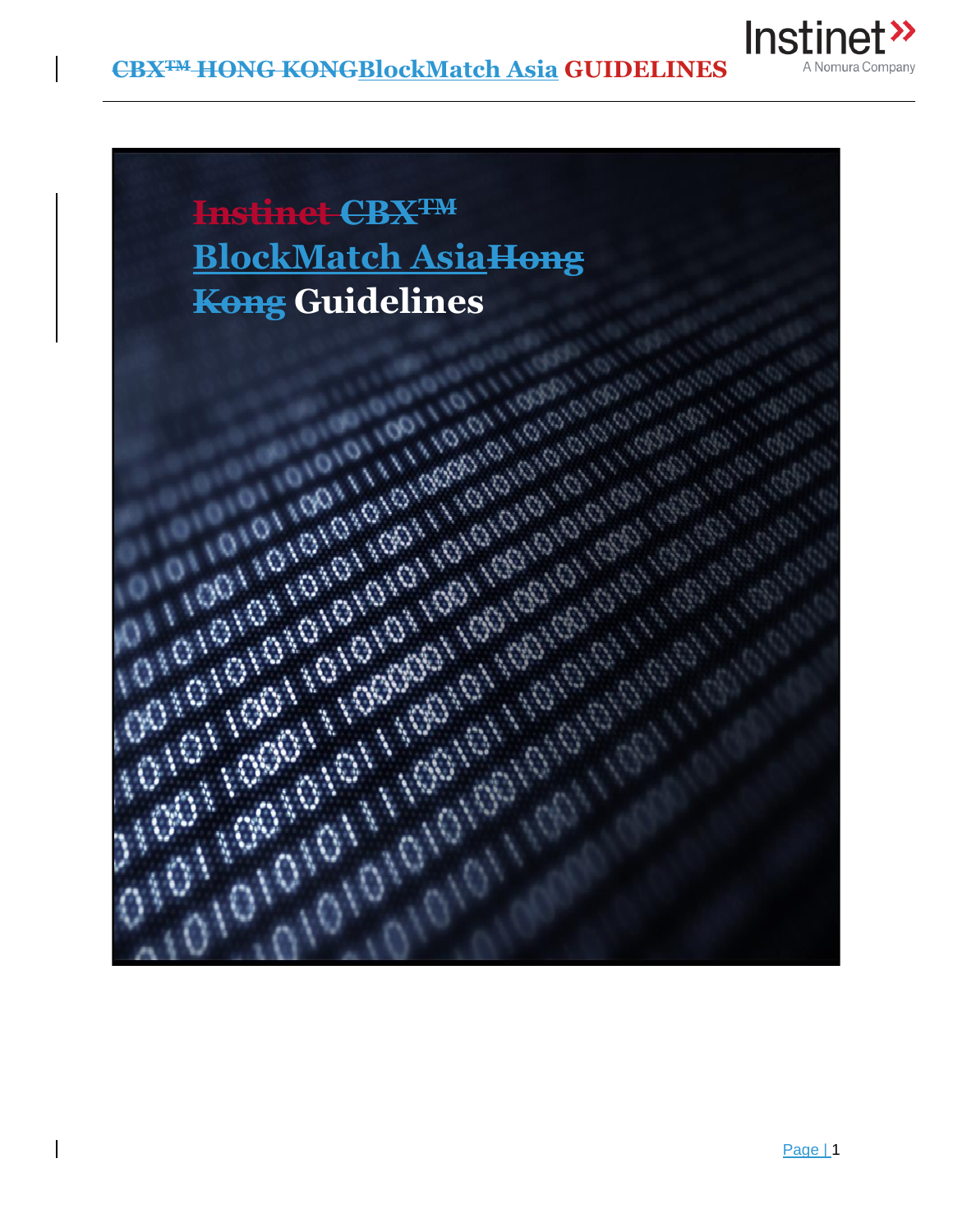# ~~Instinet CBX™~~ BlockMatch Asia~~Hong Kong~~ Guidelines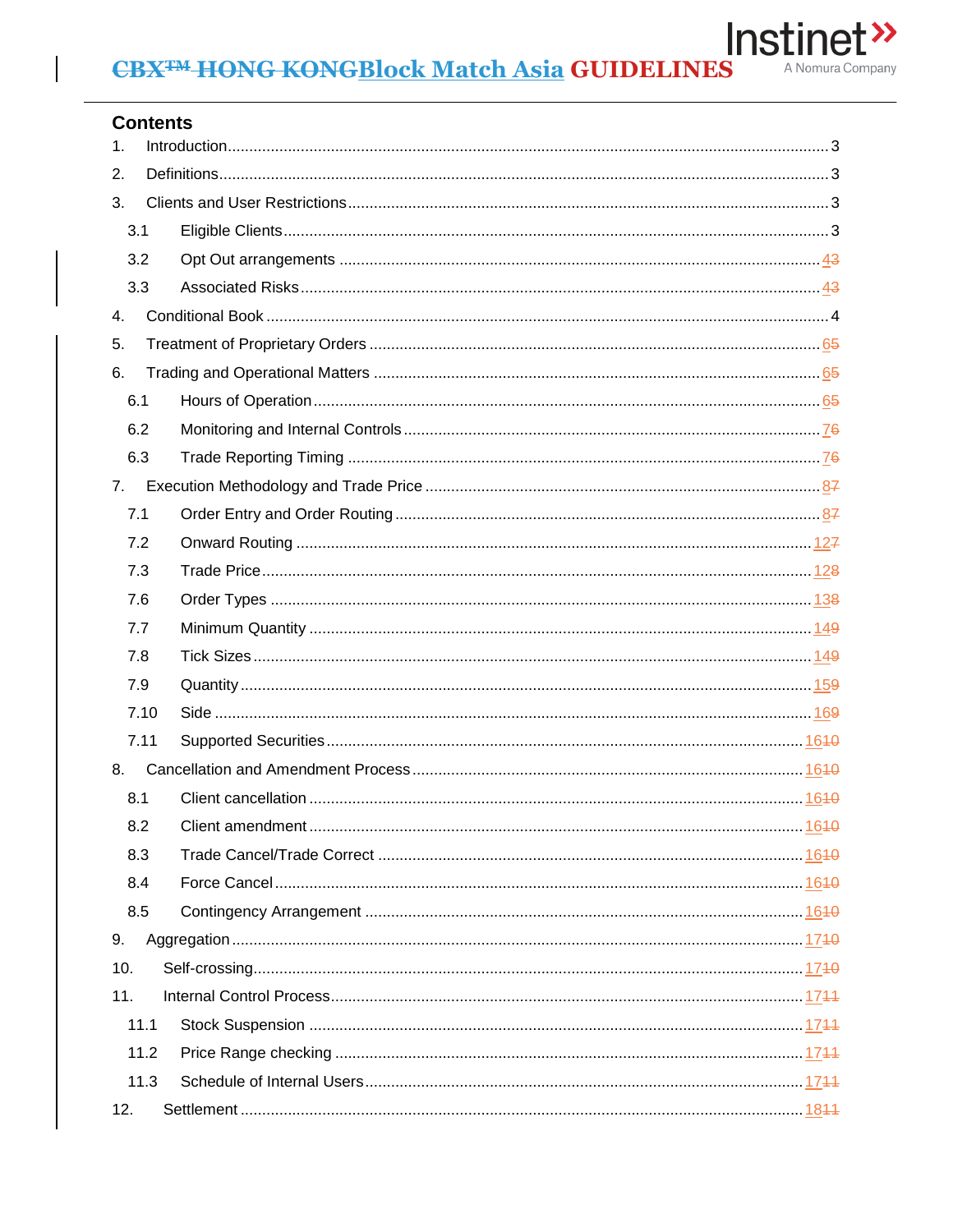## Contents

1. Introduction ........ 3
2. Definitions ........ 3
3. Clients and User Restrictions ........ 3
   - 3.1 Eligible Clients ........ 3
   - 3.2 Opt Out arrangements ........ 43
   - 3.3 Associated Risks ........ 43
4. Conditional Book ........ 4
5. Treatment of Proprietary Orders ........ 65
6. Trading and Operational Matters ........ 65
   - 6.1 Hours of Operation ........ 65
   - 6.2 Monitoring and Internal Controls ........ 76
   - 6.3 Trade Reporting Timing ........ 76
7. Execution Methodology and Trade Price ........ 87
   - 7.1 Order Entry and Order Routing ........ 87
   - 7.2 Onward Routing ........ 127
   - 7.3 Trade Price ........ 128
   - 7.6 Order Types ........ 138
   - 7.7 Minimum Quantity ........ 149
   - 7.8 Tick Sizes ........ 149
   - 7.9 Quantity ........ 159
   - 7.10 Side ........ 169
   - 7.11 Supported Securities ........ 1610
8. Cancellation and Amendment Process ........ 1610
   - 8.1 Client cancellation ........ 1610
   - 8.2 Client amendment ........ 1610
   - 8.3 Trade Cancel/Trade Correct ........ 1610
   - 8.4 Force Cancel ........ 1610
   - 8.5 Contingency Arrangement ........ 1610
9. Aggregation ........ 1710
10. Self-crossing ........ 1710
11. Internal Control Process ........ 1711
    - 11.1 Stock Suspension ........ 1711
    - 11.2 Price Range checking ........ 1711
    - 11.3 Schedule of Internal Users ........ 1711
12. Settlement ........ 1811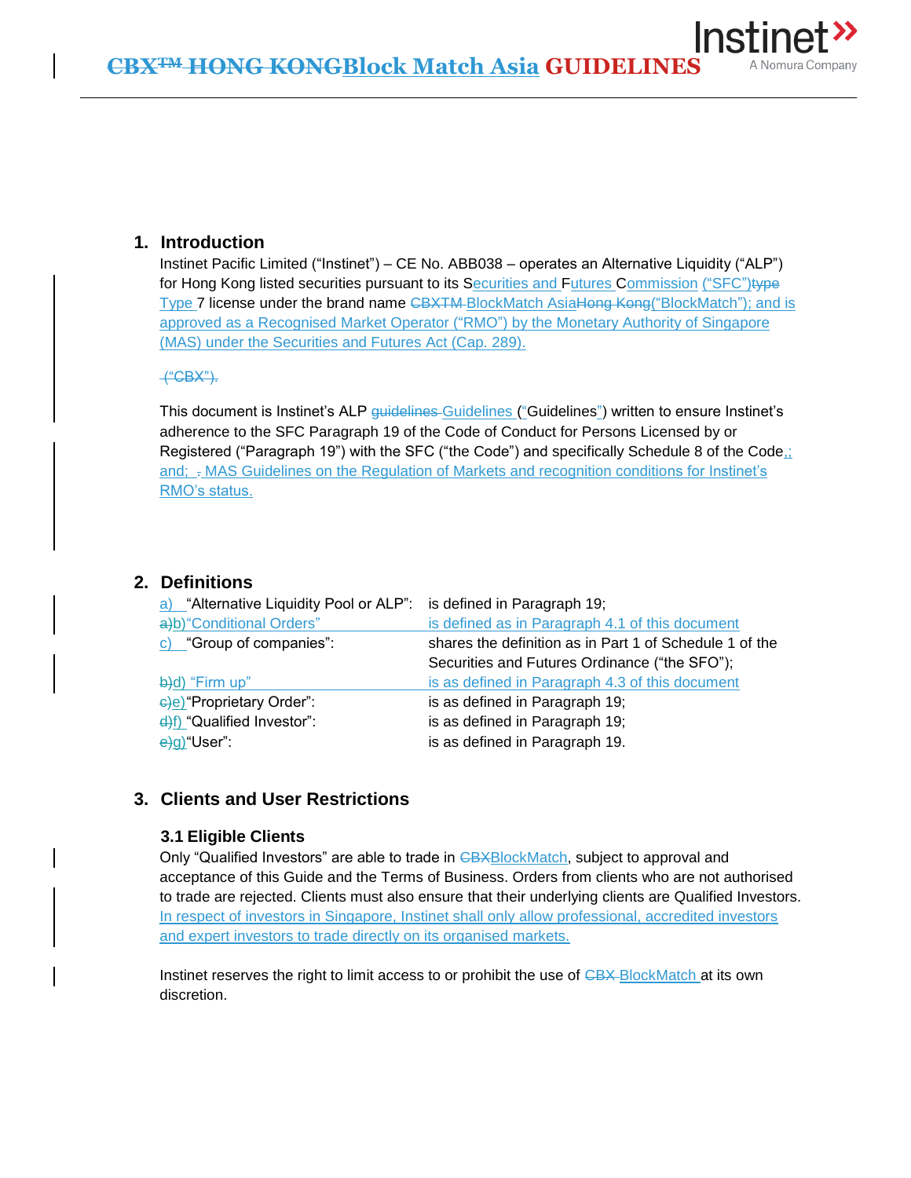# CBX™ HONG KONGBlock Match Asia GUIDELINES

## 1. Introduction

Instinet Pacific Limited ("Instinet") – CE No. ABB038 – operates an Alternative Liquidity ("ALP") for Hong Kong listed securities pursuant to its Securities and Futures Commission ("SFC")type Type 7 license under the brand name CBXTM BlockMatch AsiaHong Kong("BlockMatch"); and is approved as a Recognised Market Operator ("RMO") by the Monetary Authority of Singapore (MAS) under the Securities and Futures Act (Cap. 289).

("CBX").

This document is Instinet's ALP guidelines Guidelines ("Guidelines") written to ensure Instinet's adherence to the SFC Paragraph 19 of the Code of Conduct for Persons Licensed by or Registered ("Paragraph 19") with the SFC ("the Code") and specifically Schedule 8 of the Code,; and; . MAS Guidelines on the Regulation of Markets and recognition conditions for Instinet's RMO's status.

## 2. Definitions

| | |
|---|---|
| a) "Alternative Liquidity Pool or ALP": | is defined in Paragraph 19; |
| a)b) "Conditional Orders" | is defined as in Paragraph 4.1 of this document |
| c) "Group of companies": | shares the definition as in Part 1 of Schedule 1 of the Securities and Futures Ordinance ("the SFO"); |
| b)d) "Firm up" | is as defined in Paragraph 4.3 of this document |
| c)e) "Proprietary Order": | is as defined in Paragraph 19; |
| d)f) "Qualified Investor": | is as defined in Paragraph 19; |
| e)g) "User": | is as defined in Paragraph 19. |

## 3. Clients and User Restrictions

### 3.1 Eligible Clients

Only "Qualified Investors" are able to trade in CBXBlockMatch, subject to approval and acceptance of this Guide and the Terms of Business. Orders from clients who are not authorised to trade are rejected. Clients must also ensure that their underlying clients are Qualified Investors. In respect of investors in Singapore, Instinet shall only allow professional, accredited investors and expert investors to trade directly on its organised markets.

Instinet reserves the right to limit access to or prohibit the use of CBX BlockMatch at its own discretion.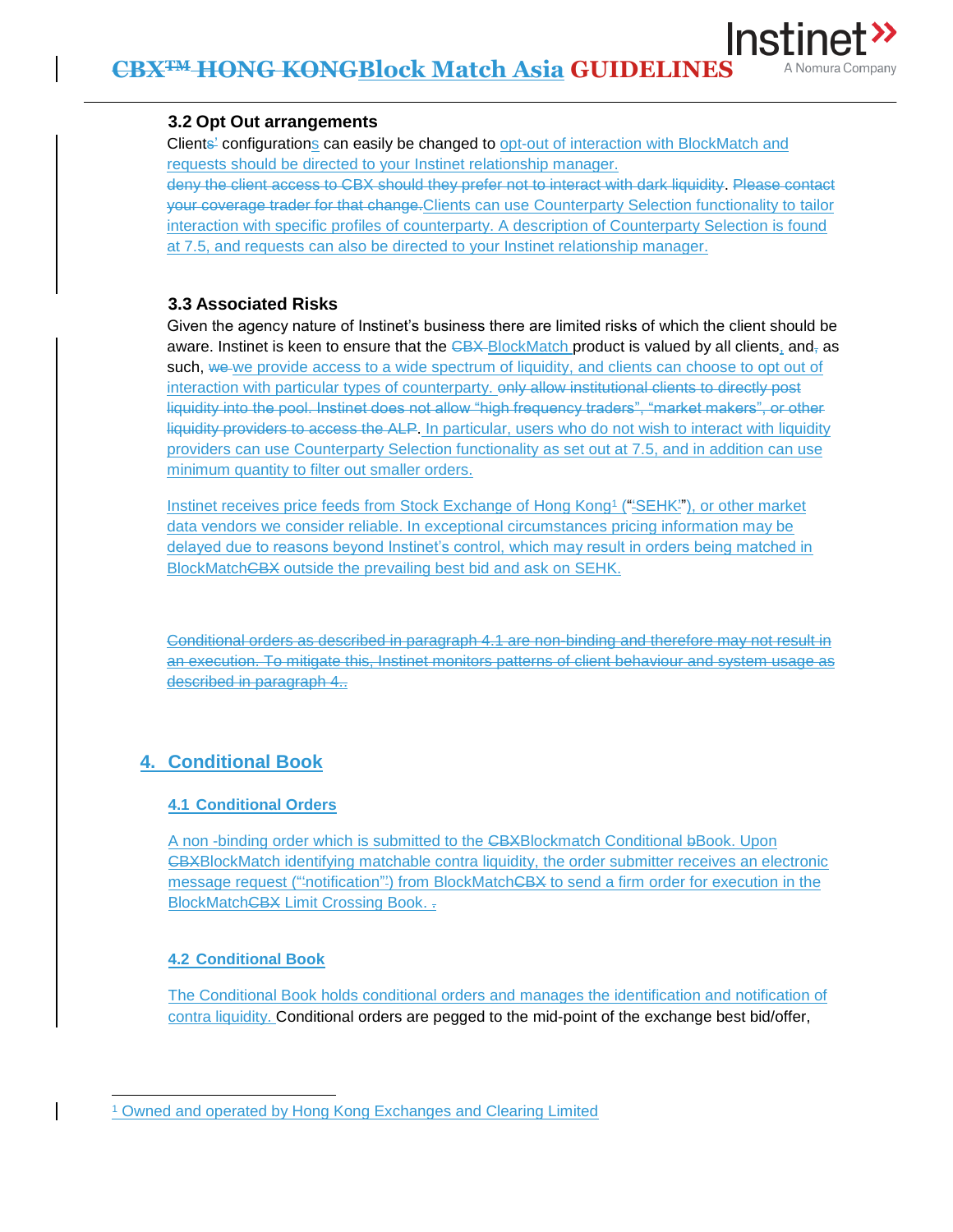### 3.2 Opt Out arrangements

Clients~~'~~ configurations can easily be changed to opt-out of interaction with BlockMatch and requests should be directed to your Instinet relationship manager. ~~deny the client access to CBX should they prefer not to interact with dark liquidity~~. ~~Please contact your coverage trader for that change.~~Clients can use Counterparty Selection functionality to tailor interaction with specific profiles of counterparty. A description of Counterparty Selection is found at 7.5, and requests can also be directed to your Instinet relationship manager.

### 3.3 Associated Risks

Given the agency nature of Instinet's business there are limited risks of which the client should be aware. Instinet is keen to ensure that the ~~CBX~~ BlockMatch product is valued by all clients, and~~,~~ as such, ~~we~~ we provide access to a wide spectrum of liquidity, and clients can choose to opt out of interaction with particular types of counterparty. ~~only allow institutional clients to directly post liquidity into the pool. Instinet does not allow "high frequency traders", "market makers", or other liquidity providers to access the ALP~~. In particular, users who do not wish to interact with liquidity providers can use Counterparty Selection functionality as set out at 7.5, and in addition can use minimum quantity to filter out smaller orders.

Instinet receives price feeds from Stock Exchange of Hong Kong[1] ("SEHK"), or other market data vendors we consider reliable. In exceptional circumstances pricing information may be delayed due to reasons beyond Instinet's control, which may result in orders being matched in BlockMatch~~CBX~~ outside the prevailing best bid and ask on SEHK.

~~Conditional orders as described in paragraph 4.1 are non-binding and therefore may not result in an execution. To mitigate this, Instinet monitors patterns of client behaviour and system usage as described in paragraph 4..~~

## 4. Conditional Book

### 4.1 Conditional Orders

A non -binding order which is submitted to the ~~CBX~~Blockmatch Conditional ~~b~~Book. Upon ~~CBX~~BlockMatch identifying matchable contra liquidity, the order submitter receives an electronic message request ("notification") from BlockMatch~~CBX~~ to send a firm order for execution in the BlockMatch~~CBX~~ Limit Crossing Book.

### 4.2 Conditional Book

The Conditional Book holds conditional orders and manages the identification and notification of contra liquidity. Conditional orders are pegged to the mid-point of the exchange best bid/offer,

[1] Owned and operated by Hong Kong Exchanges and Clearing Limited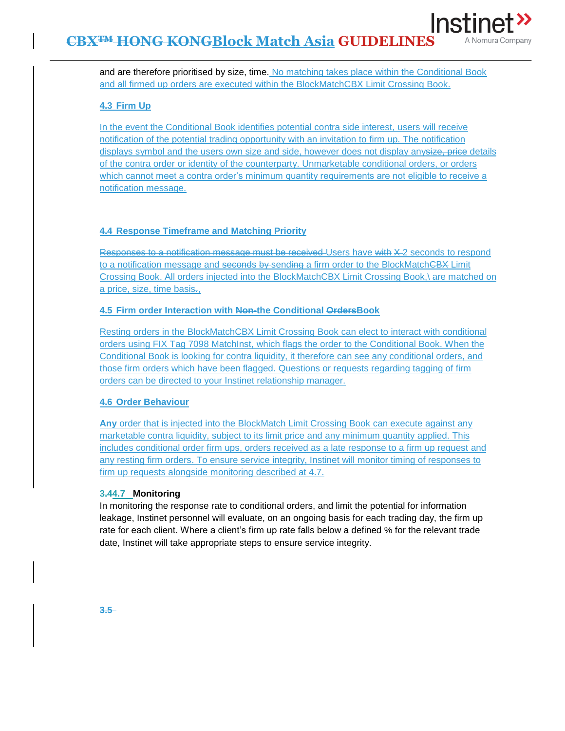and are therefore prioritised by size, time. No matching takes place within the Conditional Book and all firmed up orders are executed within the BlockMatchCBX Limit Crossing Book.

### 4.3 Firm Up

In the event the Conditional Book identifies potential contra side interest, users will receive notification of the potential trading opportunity with an invitation to firm up. The notification displays symbol and the users own size and side, however does not display anysize, price details of the contra order or identity of the counterparty. Unmarketable conditional orders, or orders which cannot meet a contra order's minimum quantity requirements are not eligible to receive a notification message.

### 4.4 Response Timeframe and Matching Priority

Responses to a notification message must be received Users have with X 2 seconds to respond to a notification message and seconds by sending a firm order to the BlockMatchCBX Limit Crossing Book. All orders injected into the BlockMatchCBX Limit Crossing Book,\ are matched on a price, size, time basis.,

### 4.5 Firm order Interaction with Non-the Conditional OrdersBook

Resting orders in the BlockMatchCBX Limit Crossing Book can elect to interact with conditional orders using FIX Tag 7098 MatchInst, which flags the order to the Conditional Book. When the Conditional Book is looking for contra liquidity, it therefore can see any conditional orders, and those firm orders which have been flagged. Questions or requests regarding tagging of firm orders can be directed to your Instinet relationship manager.

### 4.6 Order Behaviour

**Any** order that is injected into the BlockMatch Limit Crossing Book can execute against any marketable contra liquidity, subject to its limit price and any minimum quantity applied. This includes conditional order firm ups, orders received as a late response to a firm up request and any resting firm orders. To ensure service integrity, Instinet will monitor timing of responses to firm up requests alongside monitoring described at 4.7.

### 3.44.7 Monitoring

In monitoring the response rate to conditional orders, and limit the potential for information leakage, Instinet personnel will evaluate, on an ongoing basis for each trading day, the firm up rate for each client. Where a client's firm up rate falls below a defined % for the relevant trade date, Instinet will take appropriate steps to ensure service integrity.

### 3.5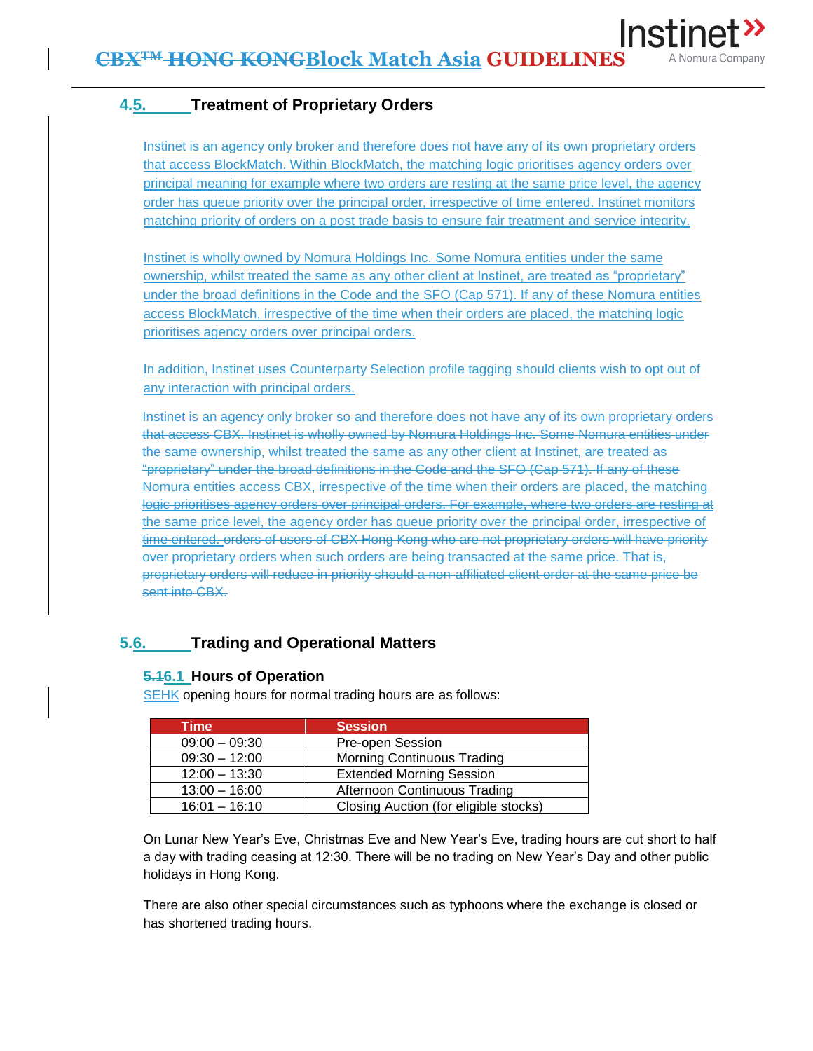## 5. Treatment of Proprietary Orders

Instinet is an agency only broker and therefore does not have any of its own proprietary orders that access BlockMatch. Within BlockMatch, the matching logic prioritises agency orders over principal meaning for example where two orders are resting at the same price level, the agency order has queue priority over the principal order, irrespective of time entered. Instinet monitors matching priority of orders on a post trade basis to ensure fair treatment and service integrity.

Instinet is wholly owned by Nomura Holdings Inc. Some Nomura entities under the same ownership, whilst treated the same as any other client at Instinet, are treated as "proprietary" under the broad definitions in the Code and the SFO (Cap 571). If any of these Nomura entities access BlockMatch, irrespective of the time when their orders are placed, the matching logic prioritises agency orders over principal orders.

In addition, Instinet uses Counterparty Selection profile tagging should clients wish to opt out of any interaction with principal orders.

~~Instinet is an agency only broker so and therefore does not have any of its own proprietary orders that access CBX. Instinet is wholly owned by Nomura Holdings Inc. Some Nomura entities under the same ownership, whilst treated the same as any other client at Instinet, are treated as "proprietary" under the broad definitions in the Code and the SFO (Cap 571). If any of these Nomura entities access CBX, irrespective of the time when their orders are placed, the matching logic prioritises agency orders over principal orders. For example, where two orders are resting at the same price level, the agency order has queue priority over the principal order, irrespective of time entered. orders of users of CBX Hong Kong who are not proprietary orders will have priority over proprietary orders when such orders are being transacted at the same price. That is, proprietary orders will reduce in priority should a non-affiliated client order at the same price be sent into CBX.~~

## 6. Trading and Operational Matters

### 6.1 Hours of Operation

SEHK opening hours for normal trading hours are as follows:

| Time | Session |
|---|---|
| 09:00 – 09:30 | Pre-open Session |
| 09:30 – 12:00 | Morning Continuous Trading |
| 12:00 – 13:30 | Extended Morning Session |
| 13:00 – 16:00 | Afternoon Continuous Trading |
| 16:01 – 16:10 | Closing Auction (for eligible stocks) |

On Lunar New Year's Eve, Christmas Eve and New Year's Eve, trading hours are cut short to half a day with trading ceasing at 12:30. There will be no trading on New Year's Day and other public holidays in Hong Kong.

There are also other special circumstances such as typhoons where the exchange is closed or has shortened trading hours.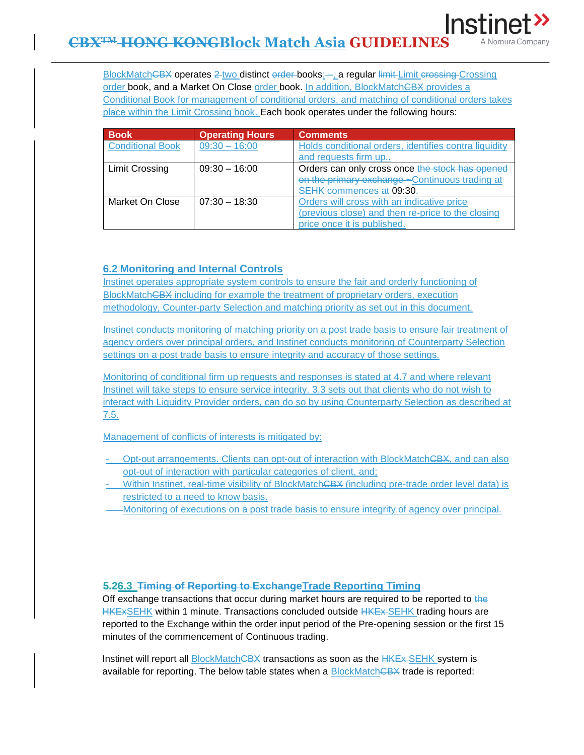BlockMatch~~CBX~~ operates ~~2~~ two distinct ~~order~~ books; ~~–~~, a regular ~~limit~~ Limit ~~crossing~~ Crossing order book, and a Market On Close order book. In addition, BlockMatch~~CBX~~ provides a Conditional Book for management of conditional orders, and matching of conditional orders takes place within the Limit Crossing book. Each book operates under the following hours:

| Book | Operating Hours | Comments |
|---|---|---|
| Conditional Book | 09:30 – 16:00 | Holds conditional orders, identifies contra liquidity and requests firm up.. |
| Limit Crossing | 09:30 – 16:00 | Orders can only cross once ~~the stock has opened on the primary exchange –~~ Continuous trading at SEHK commences at 09:30. |
| Market On Close | 07:30 – 18:30 | Orders will cross with an indicative price (previous close) and then re-price to the closing price once it is published. |

### 6.2 Monitoring and Internal Controls

Instinet operates appropriate system controls to ensure the fair and orderly functioning of BlockMatch~~CBX~~ including for example the treatment of proprietary orders, execution methodology, Counter-party Selection and matching priority as set out in this document.

Instinet conducts monitoring of matching priority on a post trade basis to ensure fair treatment of agency orders over principal orders, and Instinet conducts monitoring of Counterparty Selection settings on a post trade basis to ensure integrity and accuracy of those settings.

Monitoring of conditional firm up requests and responses is stated at 4.7 and where relevant Instinet will take steps to ensure service integrity. 3.3 sets out that clients who do not wish to interact with Liquidity Provider orders, can do so by using Counterparty Selection as described at 7.5.

Management of conflicts of interests is mitigated by:

- Opt-out arrangements. Clients can opt-out of interaction with BlockMatch~~CBX~~, and can also opt-out of interaction with particular categories of client, and;
- Within Instinet, real-time visibility of BlockMatch~~CBX~~ (including pre-trade order level data) is restricted to a need to know basis.
- Monitoring of executions on a post trade basis to ensure integrity of agency over principal.

### ~~5.2~~6.3 ~~Timing of Reporting to Exchange~~ Trade Reporting Timing

Off exchange transactions that occur during market hours are required to be reported to ~~the HKEx~~ SEHK within 1 minute. Transactions concluded outside ~~HKEx~~ SEHK trading hours are reported to the Exchange within the order input period of the Pre-opening session or the first 15 minutes of the commencement of Continuous trading.

Instinet will report all BlockMatch~~CBX~~ transactions as soon as the ~~HKEx~~ SEHK system is available for reporting. The below table states when a BlockMatch~~CBX~~ trade is reported: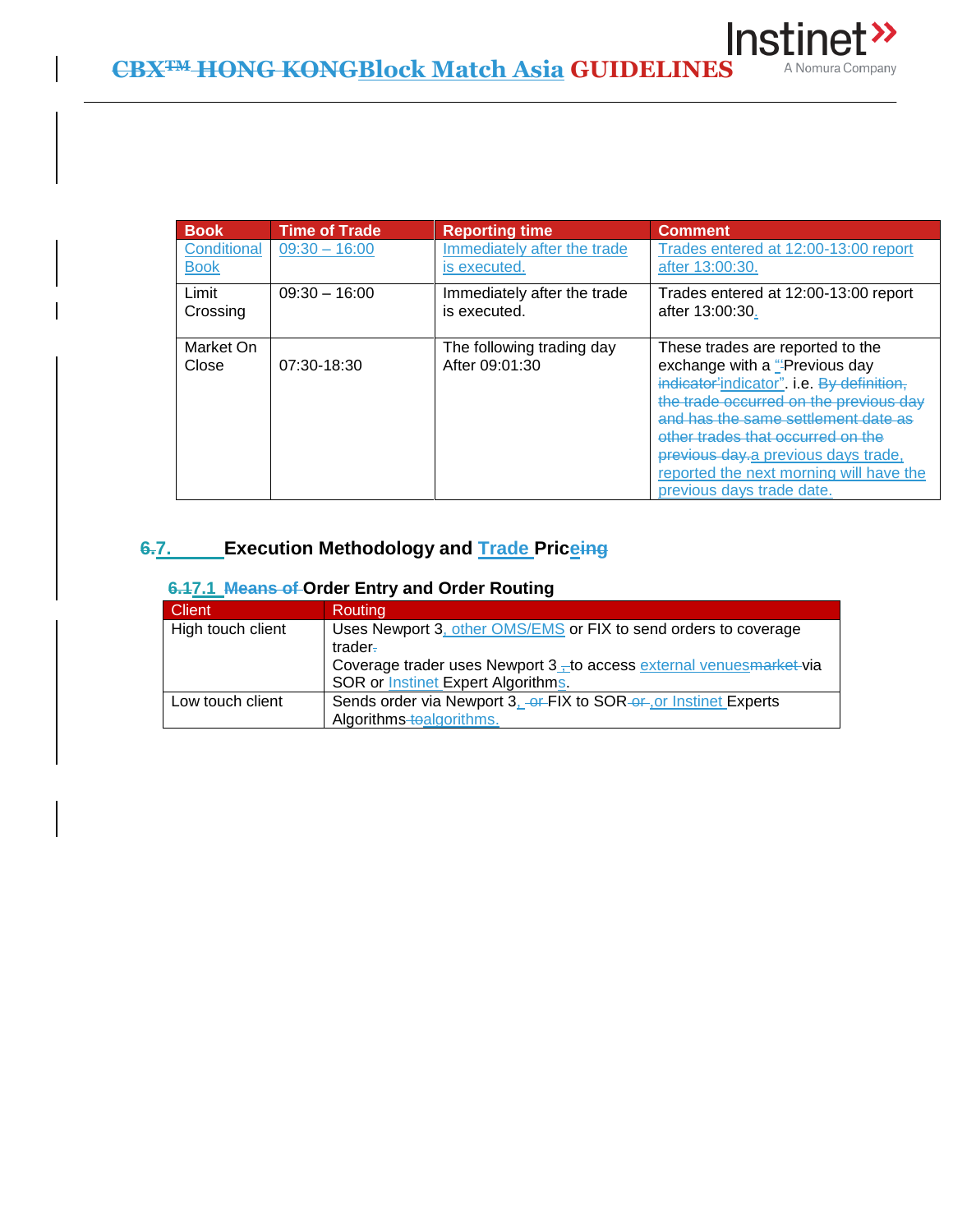| Book | Time of Trade | Reporting time | Comment |
|---|---|---|---|
| Conditional Book | 09:30 – 16:00 | Immediately after the trade is executed. | Trades entered at 12:00-13:00 report after 13:00:30. |
| Limit Crossing | 09:30 – 16:00 | Immediately after the trade is executed. | Trades entered at 12:00-13:00 report after 13:00:30. |
| Market On Close | 07:30-18:30 | The following trading day After 09:01:30 | These trades are reported to the exchange with a "Previous day indicator". i.e. a previous days trade, reported the next morning will have the previous days trade date. |

## 7. Execution Methodology and Trade Pricing

### 7.1 Order Entry and Order Routing

| Client | Routing |
|---|---|
| High touch client | Uses Newport 3, other OMS/EMS or FIX to send orders to coverage trader.<br>Coverage trader uses Newport 3 to access external venues via SOR or Instinet Expert Algorithms. |
| Low touch client | Sends order via Newport 3, FIX to SOR, or Instinet Experts Algorithms algorithms. |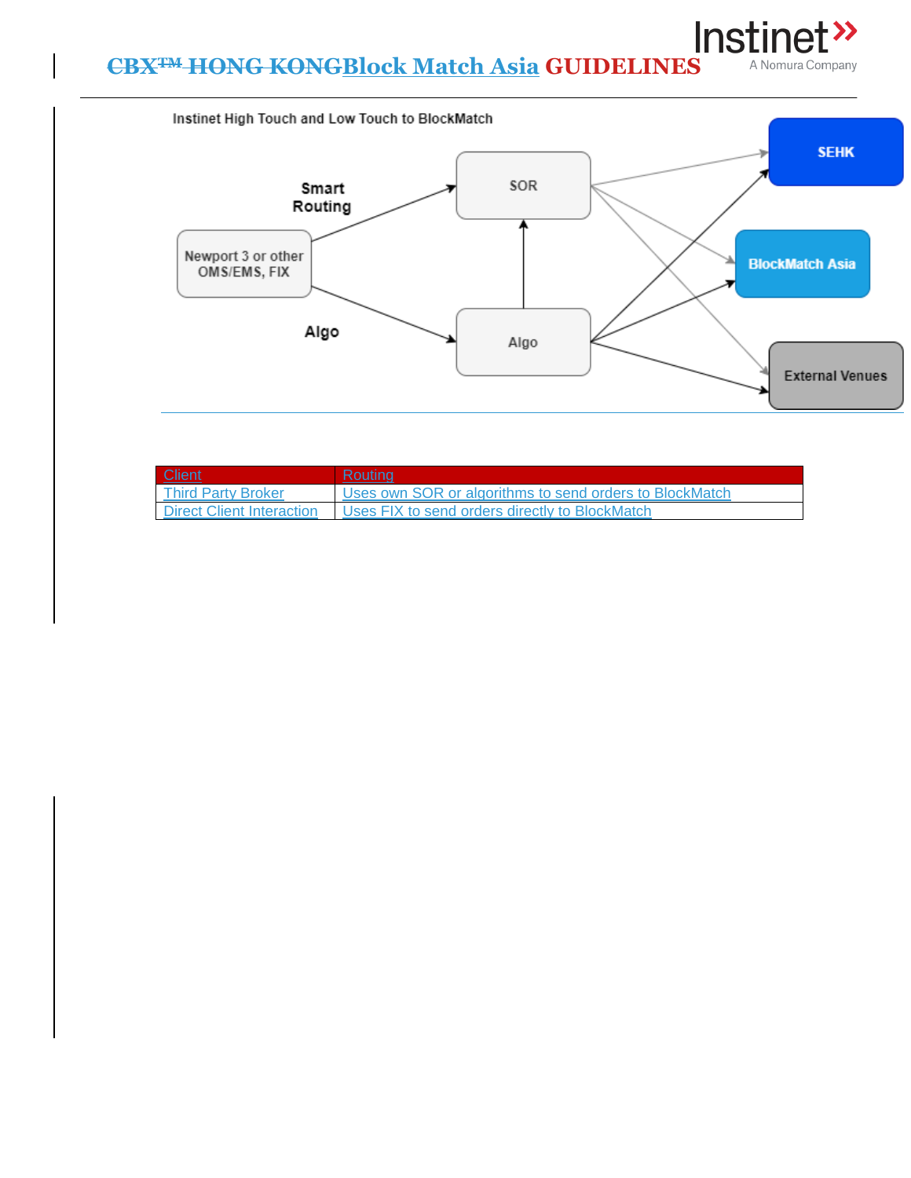Instinet High Touch and Low Touch to BlockMatch

Smart Routing

Newport 3 or other OMS/EMS, FIX

Algo

SOR

Algo

SEHK

BlockMatch Asia

External Venues

| Client | Routing |
| --- | --- |
| Third Party Broker | Uses own SOR or algorithms to send orders to BlockMatch |
| Direct Client Interaction | Uses FIX to send orders directly to BlockMatch |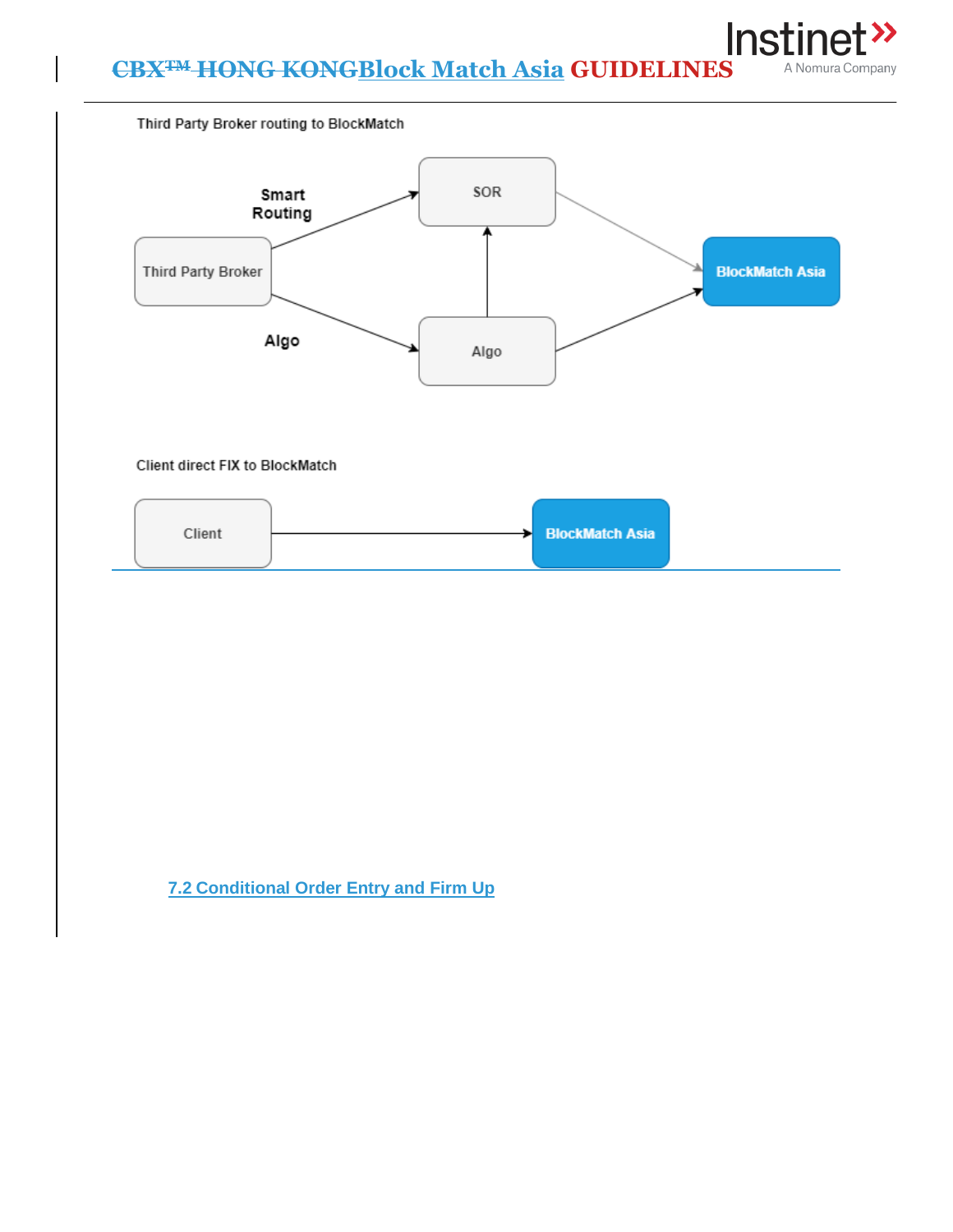Third Party Broker routing to BlockMatch

Smart Routing

SOR

Third Party Broker

BlockMatch Asia

Algo

Algo

Client direct FIX to BlockMatch

Client

BlockMatch Asia

## 7.2 Conditional Order Entry and Firm Up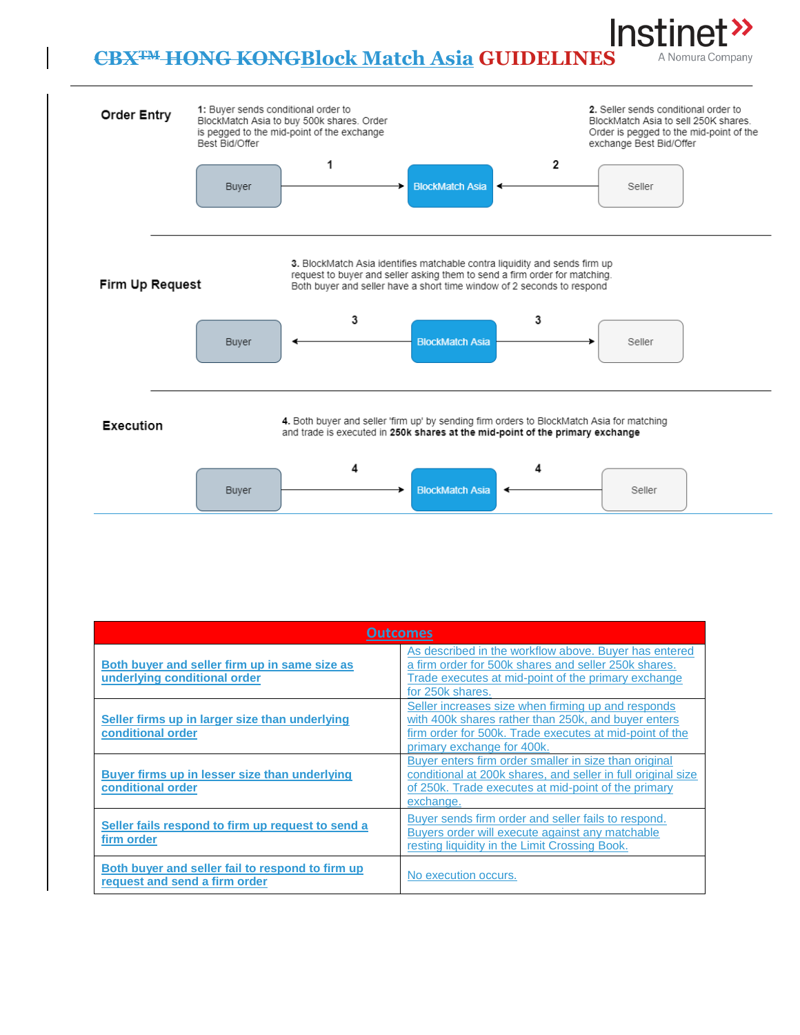# ~~CBX™ HONG KONG~~Block Match Asia GUIDELINES

## Order Entry

**1:** Buyer sends conditional order to BlockMatch Asia to buy 500k shares. Order is pegged to the mid-point of the exchange Best Bid/Offer

**2.** Seller sends conditional order to BlockMatch Asia to sell 250K shares. Order is pegged to the mid-point of the exchange Best Bid/Offer

Buyer → (1) → BlockMatch Asia ← (2) ← Seller

## Firm Up Request

**3.** BlockMatch Asia identifies matchable contra liquidity and sends firm up request to buyer and seller asking them to send a firm order for matching. Both buyer and seller have a short time window of 2 seconds to respond

Buyer ← (3) ← BlockMatch Asia → (3) → Seller

## Execution

**4.** Both buyer and seller 'firm up' by sending firm orders to BlockMatch Asia for matching and trade is executed in **250k shares at the mid-point of the primary exchange**

Buyer → (4) → BlockMatch Asia ← (4) ← Seller

| Outcomes | |
|---|---|
| **Both buyer and seller firm up in same size as underlying conditional order** | As described in the workflow above. Buyer has entered a firm order for 500k shares and seller 250k shares. Trade executes at mid-point of the primary exchange for 250k shares. |
| **Seller firms up in larger size than underlying conditional order** | Seller increases size when firming up and responds with 400k shares rather than 250k, and buyer enters firm order for 500k. Trade executes at mid-point of the primary exchange for 400k. |
| **Buyer firms up in lesser size than underlying conditional order** | Buyer enters firm order smaller in size than original conditional at 200k shares, and seller in full original size of 250k. Trade executes at mid-point of the primary exchange. |
| **Seller fails respond to firm up request to send a firm order** | Buyer sends firm order and seller fails to respond. Buyers order will execute against any matchable resting liquidity in the Limit Crossing Book. |
| **Both buyer and seller fail to respond to firm up request and send a firm order** | No execution occurs. |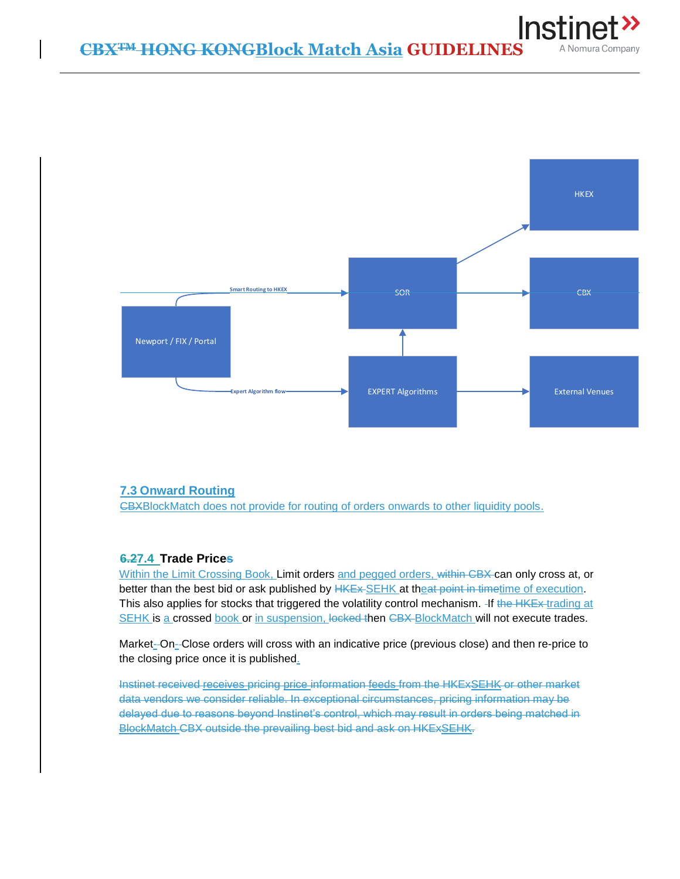### 7.3 Onward Routing

~~CBX~~BlockMatch does not provide for routing of orders onwards to other liquidity pools.

### ~~6.2~~7.4 Trade Price~~s~~

Within the Limit Crossing Book, Limit orders and pegged orders, ~~within CBX~~ can only cross at, or better than the best bid or ask published by ~~HKEx~~ SEHK at th~~e~~~~at point in time~~time of execution. This also applies for stocks that triggered the volatility control mechanism. If ~~the HKEx~~ trading at SEHK is a crossed book or in suspension, ~~locked t~~then ~~CBX~~ BlockMatch will not execute trades.

Market-On-Close orders will cross with an indicative price (previous close) and then re-price to the closing price once it is published.

~~Instinet received receives pricing price information feeds from the HKExSEHK or other market data vendors we consider reliable. In exceptional circumstances, pricing information may be delayed due to reasons beyond Instinet's control, which may result in orders being matched in BlockMatch CBX outside the prevailing best bid and ask on HKExSEHK.~~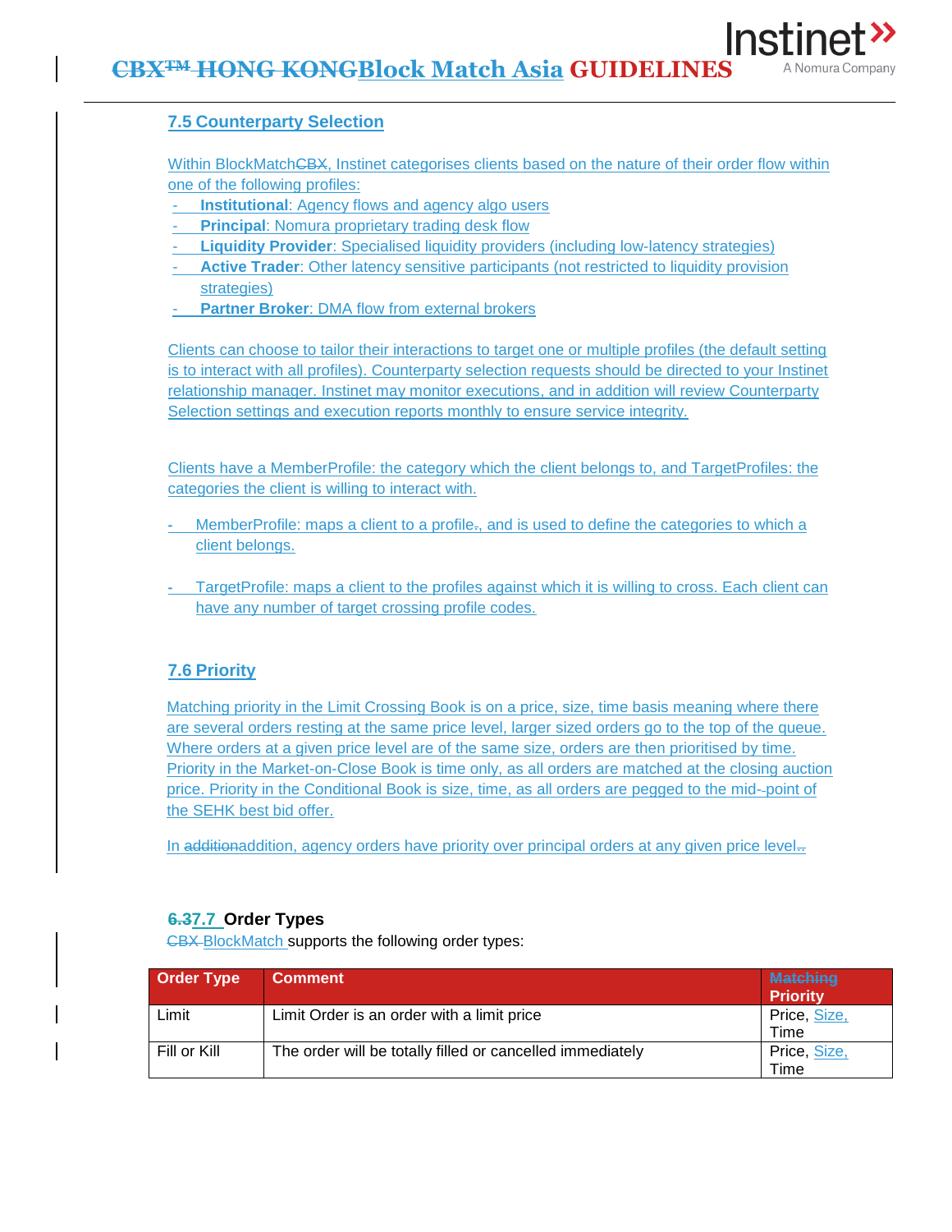### 7.5 Counterparty Selection

Within BlockMatchCBX, Instinet categorises clients based on the nature of their order flow within one of the following profiles:

- **Institutional**: Agency flows and agency algo users
- **Principal**: Nomura proprietary trading desk flow
- **Liquidity Provider**: Specialised liquidity providers (including low-latency strategies)
- **Active Trader**: Other latency sensitive participants (not restricted to liquidity provision strategies)
- **Partner Broker**: DMA flow from external brokers

Clients can choose to tailor their interactions to target one or multiple profiles (the default setting is to interact with all profiles). Counterparty selection requests should be directed to your Instinet relationship manager. Instinet may monitor executions, and in addition will review Counterparty Selection settings and execution reports monthly to ensure service integrity.

Clients have a MemberProfile: the category which the client belongs to, and TargetProfiles: the categories the client is willing to interact with.

- MemberProfile: maps a client to a profile., and is used to define the categories to which a client belongs.
- TargetProfile: maps a client to the profiles against which it is willing to cross. Each client can have any number of target crossing profile codes.

### 7.6 Priority

Matching priority in the Limit Crossing Book is on a price, size, time basis meaning where there are several orders resting at the same price level, larger sized orders go to the top of the queue. Where orders at a given price level are of the same size, orders are then prioritised by time. Priority in the Market-on-Close Book is time only, as all orders are matched at the closing auction price. Priority in the Conditional Book is size, time, as all orders are pegged to the mid--point of the SEHK best bid offer.

In additionaddition, agency orders have priority over principal orders at any given price level..

### 6.37.7 Order Types

CBX BlockMatch supports the following order types:

| Order Type | Comment | Matching Priority |
|---|---|---|
| Limit | Limit Order is an order with a limit price | Price, Size, Time |
| Fill or Kill | The order will be totally filled or cancelled immediately | Price, Size, Time |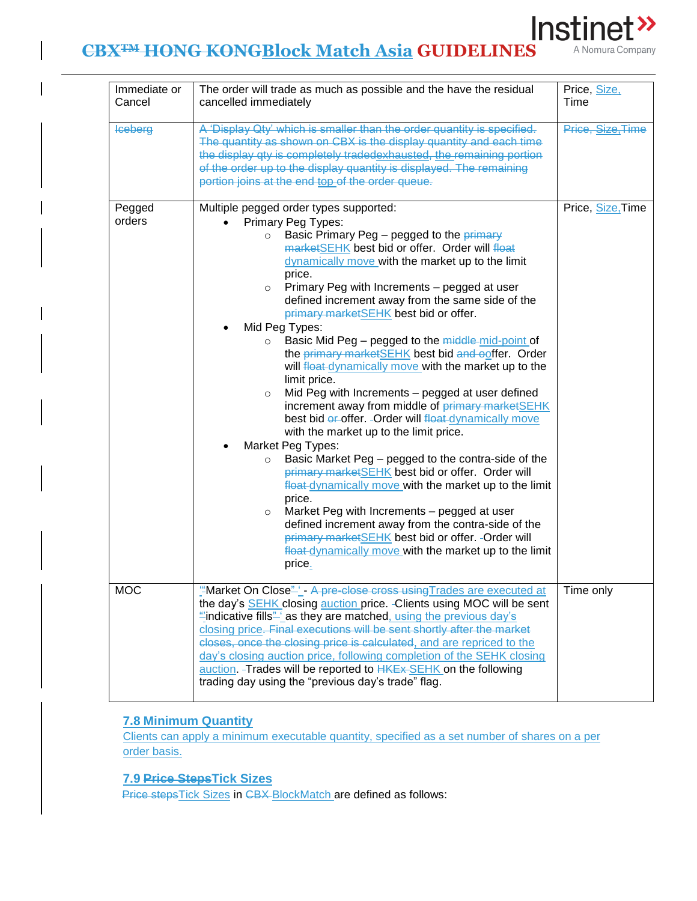| Immediate or Cancel | The order will trade as much as possible and the have the residual cancelled immediately | Price, Size, Time |
|---|---|---|
| ~~Iceberg~~ | ~~A 'Display Qty' which is smaller than the order quantity is specified. The quantity as shown on CBX is the display quantity and each time the display qty is completely tradedexhausted, the remaining portion of the order up to the display quantity is displayed. The remaining portion joins at the end top of the order queue.~~ | ~~Price, Size, Time~~ |
| Pegged orders | Multiple pegged order types supported:<br>• Primary Peg Types:<br>&nbsp;&nbsp;◦ Basic Primary Peg – pegged to the ~~primary market~~SEHK best bid or offer. Order will ~~float~~ dynamically move with the market up to the limit price.<br>&nbsp;&nbsp;◦ Primary Peg with Increments – pegged at user defined increment away from the same side of the ~~primary market~~SEHK best bid or offer.<br>• Mid Peg Types:<br>&nbsp;&nbsp;◦ Basic Mid Peg – pegged to the ~~middle~~ mid-point of the ~~primary market~~SEHK best bid ~~and o~~offer. Order will ~~float~~ dynamically move with the market up to the limit price.<br>&nbsp;&nbsp;◦ Mid Peg with Increments – pegged at user defined increment away from middle of ~~primary market~~SEHK best bid ~~or~~ offer. Order will ~~float~~ dynamically move with the market up to the limit price.<br>• Market Peg Types:<br>&nbsp;&nbsp;◦ Basic Market Peg – pegged to the contra-side of the ~~primary market~~SEHK best bid or offer. Order will ~~float~~ dynamically move with the market up to the limit price.<br>&nbsp;&nbsp;◦ Market Peg with Increments – pegged at user defined increment away from the contra-side of the ~~primary market~~SEHK best bid or offer. Order will ~~float~~ dynamically move with the market up to the limit price. | Price, Size, Time |
| MOC | "Market On Close" - ~~A pre-close cross using~~Trades are executed at the day's SEHK closing auction price. Clients using MOC will be sent "indicative fills" as they are matched, using the previous day's closing price~~. Final executions will be sent shortly after the market closes, once the closing price is calculated~~, and are repriced to the day's closing auction price, following completion of the SEHK closing auction. Trades will be reported to ~~HKEx~~ SEHK on the following trading day using the "previous day's trade" flag. | Time only |

## 7.8 Minimum Quantity

Clients can apply a minimum executable quantity, specified as a set number of shares on a per order basis.

## 7.9 ~~Price Steps~~Tick Sizes

~~Price steps~~Tick Sizes in ~~CBX~~ BlockMatch are defined as follows: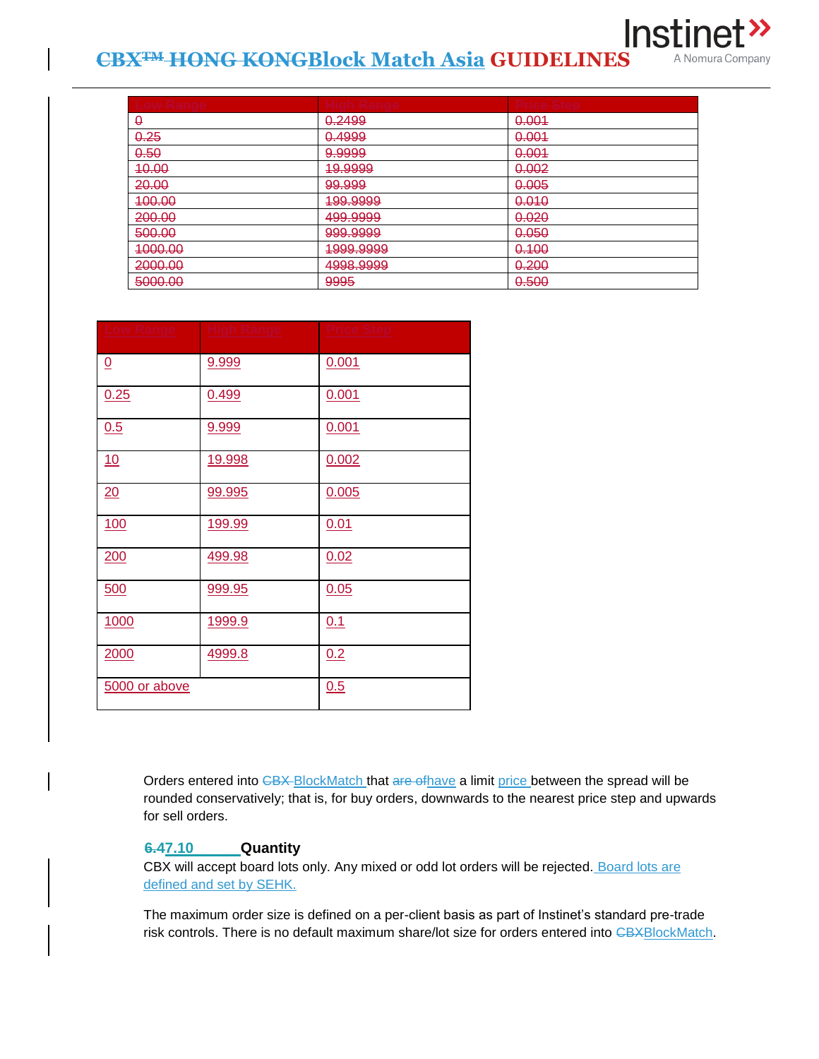| ~~Low Range~~ | ~~High Range~~ | ~~Price Step~~ |
|---|---|---|
| ~~0~~ | ~~0.2499~~ | ~~0.001~~ |
| ~~0.25~~ | ~~0.4999~~ | ~~0.001~~ |
| ~~0.50~~ | ~~9.9999~~ | ~~0.001~~ |
| ~~10.00~~ | ~~19.9999~~ | ~~0.002~~ |
| ~~20.00~~ | ~~99.999~~ | ~~0.005~~ |
| ~~100.00~~ | ~~199.9999~~ | ~~0.010~~ |
| ~~200.00~~ | ~~499.9999~~ | ~~0.020~~ |
| ~~500.00~~ | ~~999.9999~~ | ~~0.050~~ |
| ~~1000.00~~ | ~~1999.9999~~ | ~~0.100~~ |
| ~~2000.00~~ | ~~4998.9999~~ | ~~0.200~~ |
| ~~5000.00~~ | ~~9995~~ | ~~0.500~~ |

| Low Range | High Range | Price Step |
|---|---|---|
| 0 | 9.999 | 0.001 |
| 0.25 | 0.499 | 0.001 |
| 0.5 | 9.999 | 0.001 |
| 10 | 19.998 | 0.002 |
| 20 | 99.995 | 0.005 |
| 100 | 199.99 | 0.01 |
| 200 | 499.98 | 0.02 |
| 500 | 999.95 | 0.05 |
| 1000 | 1999.9 | 0.1 |
| 2000 | 4999.8 | 0.2 |
| 5000 or above | | 0.5 |

Orders entered into ~~CBX~~ BlockMatch that ~~are of~~have a limit price between the spread will be rounded conservatively; that is, for buy orders, downwards to the nearest price step and upwards for sell orders.

### ~~6.4~~7.10 Quantity

CBX will accept board lots only. Any mixed or odd lot orders will be rejected. Board lots are defined and set by SEHK.

The maximum order size is defined on a per-client basis as part of Instinet's standard pre-trade risk controls. There is no default maximum share/lot size for orders entered into ~~CBX~~BlockMatch.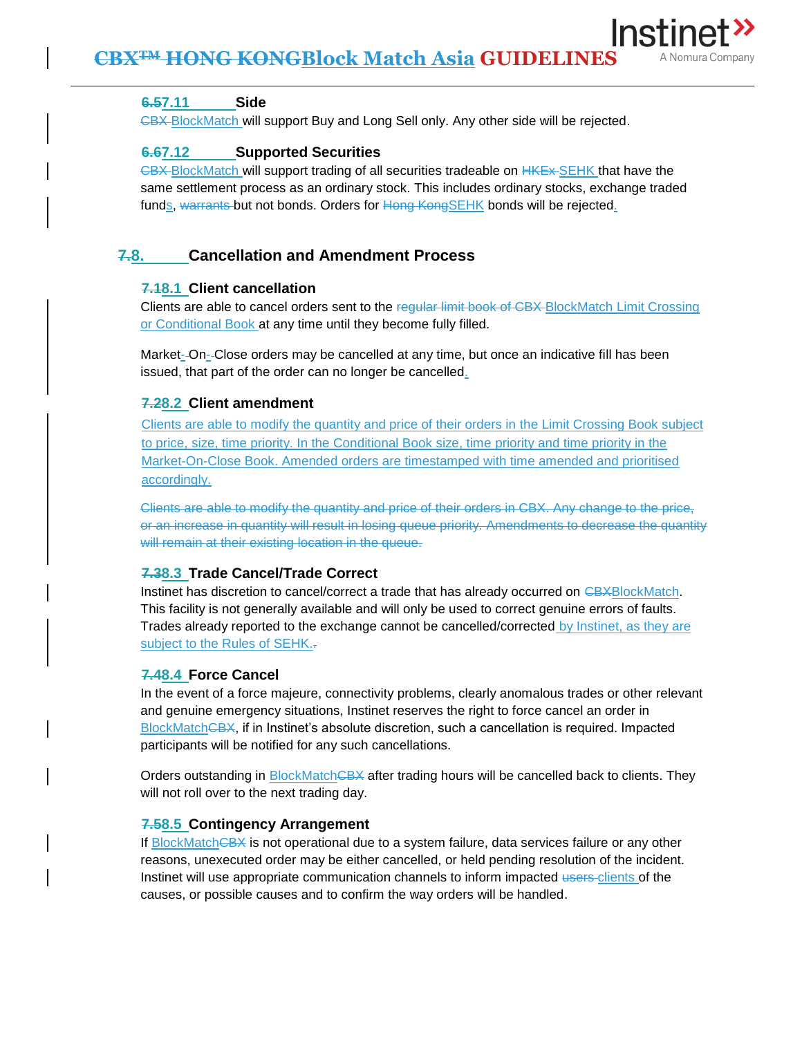### ~~6.5~~7.11 Side

~~CBX~~ BlockMatch will support Buy and Long Sell only. Any other side will be rejected.

### ~~6.6~~7.12 Supported Securities

~~CBX~~ BlockMatch will support trading of all securities tradeable on ~~HKEx~~ SEHK that have the same settlement process as an ordinary stock. This includes ordinary stocks, exchange traded funds, ~~warrants~~ but not bonds. Orders for ~~Hong Kong~~SEHK bonds will be rejected.

## ~~7.~~8. Cancellation and Amendment Process

### ~~7.1~~8.1 Client cancellation

Clients are able to cancel orders sent to the ~~regular limit book of CBX~~ BlockMatch Limit Crossing or Conditional Book at any time until they become fully filled.

Market~~-~~-On~~-~~-Close orders may be cancelled at any time, but once an indicative fill has been issued, that part of the order can no longer be cancelled.

### ~~7.2~~8.2 Client amendment

Clients are able to modify the quantity and price of their orders in the Limit Crossing Book subject to price, size, time priority. In the Conditional Book size, time priority and time priority in the Market-On-Close Book. Amended orders are timestamped with time amended and prioritised accordingly.

~~Clients are able to modify the quantity and price of their orders in CBX. Any change to the price, or an increase in quantity will result in losing queue priority. Amendments to decrease the quantity will remain at their existing location in the queue.~~

### ~~7.3~~8.3 Trade Cancel/Trade Correct

Instinet has discretion to cancel/correct a trade that has already occurred on ~~CBX~~BlockMatch. This facility is not generally available and will only be used to correct genuine errors of faults. Trades already reported to the exchange cannot be cancelled/corrected by Instinet, as they are subject to the Rules of SEHK.~~.~~

### ~~7.4~~8.4 Force Cancel

In the event of a force majeure, connectivity problems, clearly anomalous trades or other relevant and genuine emergency situations, Instinet reserves the right to force cancel an order in BlockMatch~~CBX~~, if in Instinet's absolute discretion, such a cancellation is required. Impacted participants will be notified for any such cancellations.

Orders outstanding in BlockMatch~~CBX~~ after trading hours will be cancelled back to clients. They will not roll over to the next trading day.

### ~~7.5~~8.5 Contingency Arrangement

If BlockMatch~~CBX~~ is not operational due to a system failure, data services failure or any other reasons, unexecuted order may be either cancelled, or held pending resolution of the incident. Instinet will use appropriate communication channels to inform impacted ~~users~~ clients of the causes, or possible causes and to confirm the way orders will be handled.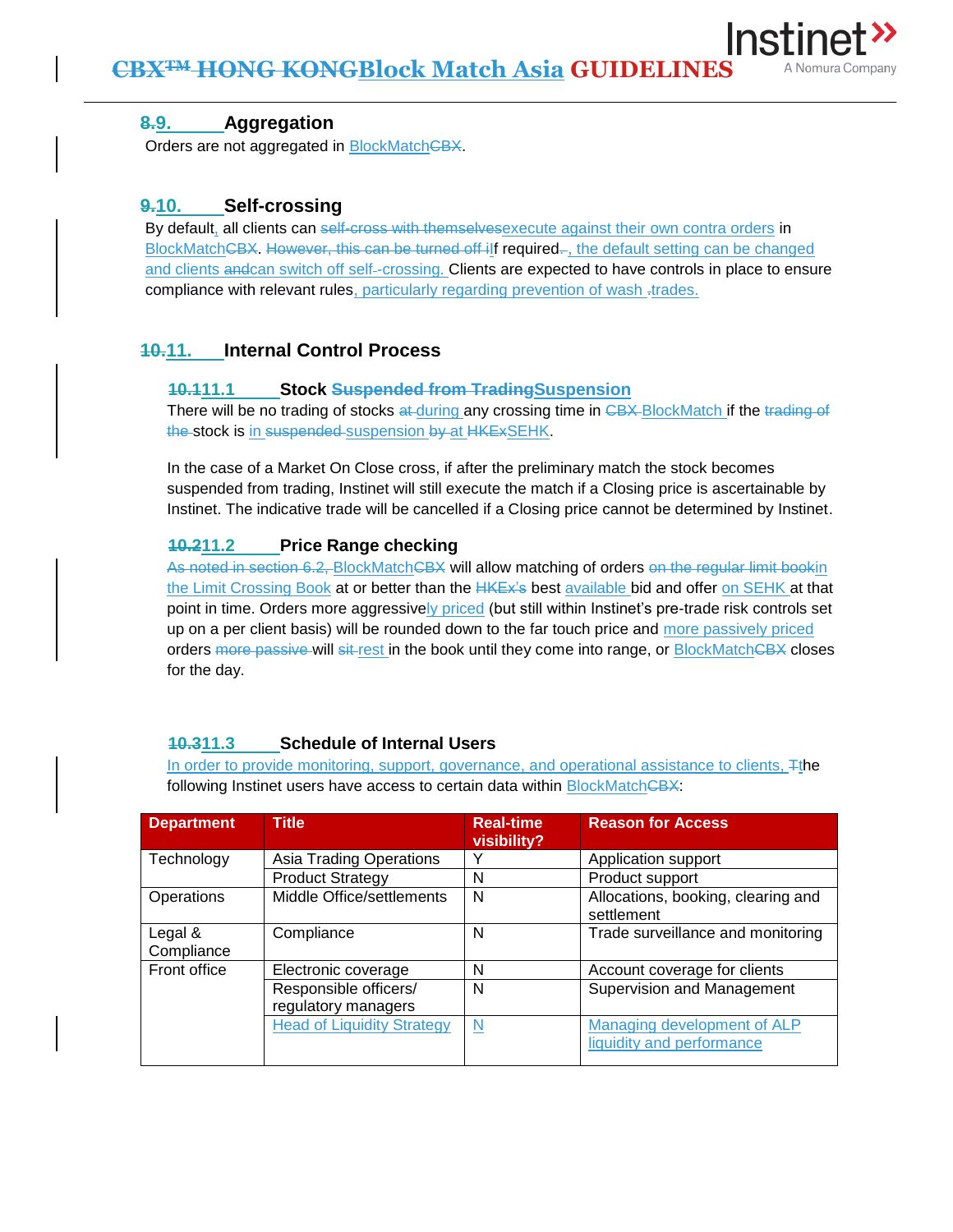## 9. Aggregation

Orders are not aggregated in BlockMatch.

## 10. Self-crossing

By default, all clients can execute against their own contra orders in BlockMatch. If required, the default setting can be changed and clients can switch off self-crossing. Clients are expected to have controls in place to ensure compliance with relevant rules, particularly regarding prevention of wash trades.

## 11. Internal Control Process

### 11.1 Stock Suspension

There will be no trading of stocks during any crossing time in BlockMatch if the stock is in suspension at SEHK.

In the case of a Market On Close cross, if after the preliminary match the stock becomes suspended from trading, Instinet will still execute the match if a Closing price is ascertainable by Instinet. The indicative trade will be cancelled if a Closing price cannot be determined by Instinet.

### 11.2 Price Range checking

BlockMatch will allow matching of orders in the Limit Crossing Book at or better than the best available bid and offer on SEHK at that point in time. Orders more aggressively priced (but still within Instinet's pre-trade risk controls set up on a per client basis) will be rounded down to the far touch price and more passively priced orders will rest in the book until they come into range, or BlockMatch closes for the day.

### 11.3 Schedule of Internal Users

In order to provide monitoring, support, governance, and operational assistance to clients, the following Instinet users have access to certain data within BlockMatch:

| Department | Title | Real-time visibility? | Reason for Access |
|---|---|---|---|
| Technology | Asia Trading Operations | Y | Application support |
| | Product Strategy | N | Product support |
| Operations | Middle Office/settlements | N | Allocations, booking, clearing and settlement |
| Legal & Compliance | Compliance | N | Trade surveillance and monitoring |
| Front office | Electronic coverage | N | Account coverage for clients |
| | Responsible officers/ regulatory managers | N | Supervision and Management |
| | Head of Liquidity Strategy | N | Managing development of ALP liquidity and performance |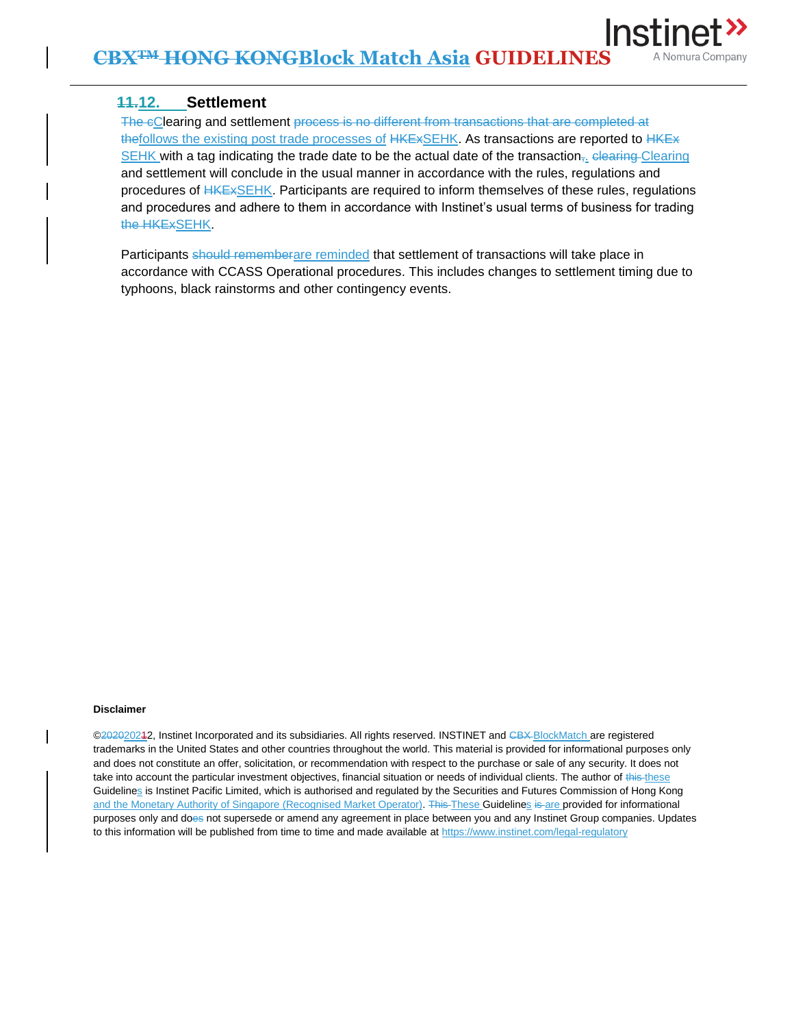## 11.12. Settlement

The cClearing and settlement process is no different from transactions that are completed at thefollows the existing post trade processes of HKExSEHK. As transactions are reported to HKEx SEHK with a tag indicating the trade date to be the actual date of the transaction,. clearing Clearing and settlement will conclude in the usual manner in accordance with the rules, regulations and procedures of HKExSEHK. Participants are required to inform themselves of these rules, regulations and procedures and adhere to them in accordance with Instinet's usual terms of business for trading the HKExSEHK.

Participants should rememberare reminded that settlement of transactions will take place in accordance with CCASS Operational procedures. This includes changes to settlement timing due to typhoons, black rainstorms and other contingency events.

**Disclaimer**

©202020212, Instinet Incorporated and its subsidiaries. All rights reserved. INSTINET and CBX BlockMatch are registered trademarks in the United States and other countries throughout the world. This material is provided for informational purposes only and does not constitute an offer, solicitation, or recommendation with respect to the purchase or sale of any security. It does not take into account the particular investment objectives, financial situation or needs of individual clients. The author of this these Guidelines is Instinet Pacific Limited, which is authorised and regulated by the Securities and Futures Commission of Hong Kong and the Monetary Authority of Singapore (Recognised Market Operator). This These Guidelines is are provided for informational purposes only and does not supersede or amend any agreement in place between you and any Instinet Group companies. Updates to this information will be published from time to time and made available at https://www.instinet.com/legal-regulatory